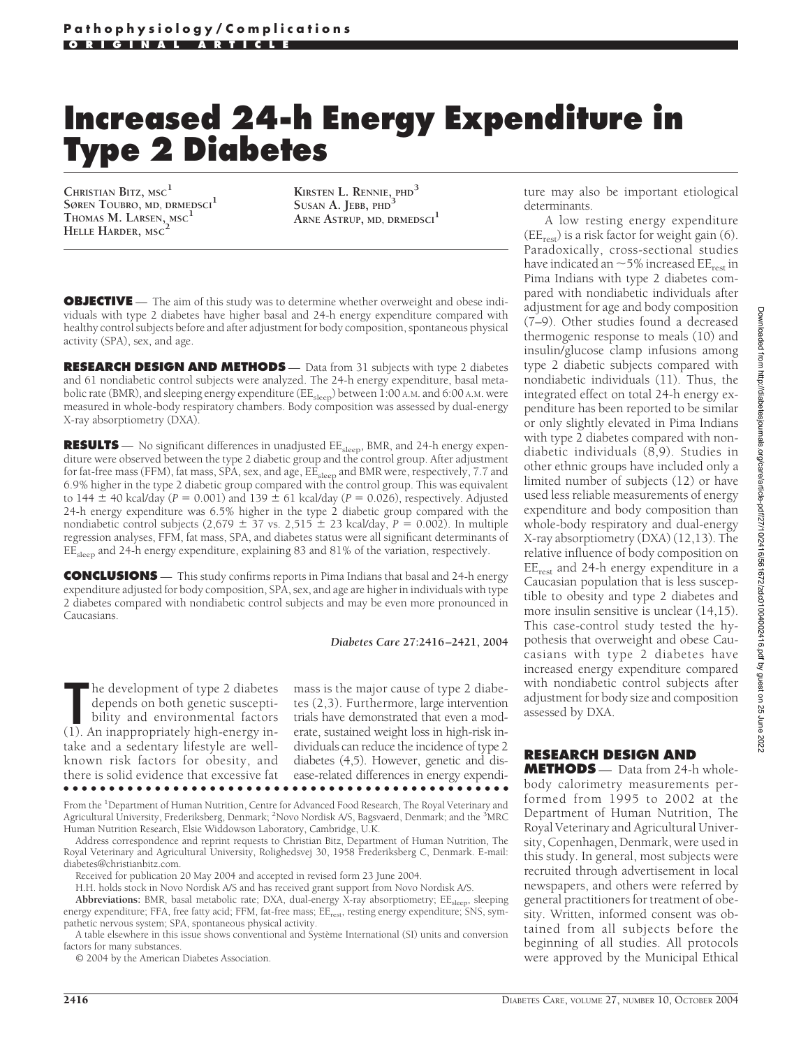Pathophysiology/Complications

ORIGINAL ARTICLE

# Increased 24-h Energy Expenditure in Type 2 Diabetes

CHRISTIAN BITZ, MSC[1]
SØREN TOUBRO, MD, DRMEDSCI[1]
THOMAS M. LARSEN, MSC[1]
HELLE HARDER, MSC[2]
KIRSTEN L. RENNIE, PHD[3]
SUSAN A. JEBB, PHD[3]
ARNE ASTRUP, MD, DRMEDSCI[1]

**OBJECTIVE** — The aim of this study was to determine whether overweight and obese individuals with type 2 diabetes have higher basal and 24-h energy expenditure compared with healthy control subjects before and after adjustment for body composition, spontaneous physical activity (SPA), sex, and age.

**RESEARCH DESIGN AND METHODS** — Data from 31 subjects with type 2 diabetes and 61 nondiabetic control subjects were analyzed. The 24-h energy expenditure, basal metabolic rate (BMR), and sleeping energy expenditure ($EE_{sleep}$) between 1:00 A.M. and 6:00 A.M. were measured in whole-body respiratory chambers. Body composition was assessed by dual-energy X-ray absorptiometry (DXA).

**RESULTS** — No significant differences in unadjusted $EE_{sleep}$, BMR, and 24-h energy expenditure were observed between the type 2 diabetic group and the control group. After adjustment for fat-free mass (FFM), fat mass, SPA, sex, and age, $EE_{sleep}$ and BMR were, respectively, 7.7 and 6.9% higher in the type 2 diabetic group compared with the control group. This was equivalent to 144 ± 40 kcal/day ($P = 0.001$) and 139 ± 61 kcal/day ($P = 0.026$), respectively. Adjusted 24-h energy expenditure was 6.5% higher in the type 2 diabetic group compared with the nondiabetic control subjects (2,679 ± 37 vs. 2,515 ± 23 kcal/day, $P = 0.002$). In multiple regression analyses, FFM, fat mass, SPA, and diabetes status were all significant determinants of $EE_{sleep}$ and 24-h energy expenditure, explaining 83 and 81% of the variation, respectively.

**CONCLUSIONS** — This study confirms reports in Pima Indians that basal and 24-h energy expenditure adjusted for body composition, SPA, sex, and age are higher in individuals with type 2 diabetes compared with nondiabetic control subjects and may be even more pronounced in Caucasians.

*Diabetes Care* **27**:2416–2421, 2004

The development of type 2 diabetes depends on both genetic susceptibility and environmental factors (1). An inappropriately high-energy intake and a sedentary lifestyle are well-known risk factors for obesity, and there is solid evidence that excessive fat mass is the major cause of type 2 diabetes (2,3). Furthermore, large intervention trials have demonstrated that even a moderate, sustained weight loss in high-risk individuals can reduce the incidence of type 2 diabetes (4,5). However, genetic and disease-related differences in energy expenditure may also be important etiological determinants.

A low resting energy expenditure ($EE_{rest}$) is a risk factor for weight gain (6). Paradoxically, cross-sectional studies have indicated an ~5% increased $EE_{rest}$ in Pima Indians with type 2 diabetes compared with nondiabetic individuals after adjustment for age and body composition (7–9). Other studies found a decreased thermogenic response to meals (10) and insulin/glucose clamp infusions among type 2 diabetic subjects compared with nondiabetic individuals (11). Thus, the integrated effect on total 24-h energy expenditure has been reported to be similar or only slightly elevated in Pima Indians with type 2 diabetes compared with nondiabetic individuals (8,9). Studies in other ethnic groups have included only a limited number of subjects (12) or have used less reliable measurements of energy expenditure and body composition than whole-body respiratory and dual-energy X-ray absorptiometry (DXA) (12,13). The relative influence of body composition on $EE_{rest}$ and 24-h energy expenditure in a Caucasian population that is less susceptible to obesity and type 2 diabetes and more insulin sensitive is unclear (14,15). This case-control study tested the hypothesis that overweight and obese Caucasians with type 2 diabetes have increased energy expenditure compared with nondiabetic control subjects after adjustment for body size and composition assessed by DXA.

## RESEARCH DESIGN AND METHODS

— Data from 24-h whole-body calorimetry measurements performed from 1995 to 2002 at the Department of Human Nutrition, The Royal Veterinary and Agricultural University, Copenhagen, Denmark, were used in this study. In general, most subjects were recruited through advertisement in local newspapers, and others were referred by general practitioners for treatment of obesity. Written, informed consent was obtained from all subjects before the beginning of all studies. All protocols were approved by the Municipal Ethical

From the [1]Department of Human Nutrition, Centre for Advanced Food Research, The Royal Veterinary and Agricultural University, Frederiksberg, Denmark; [2]Novo Nordisk A/S, Bagsvaerd, Denmark; and the [3]MRC Human Nutrition Research, Elsie Widdowson Laboratory, Cambridge, U.K.

Address correspondence and reprint requests to Christian Bitz, Department of Human Nutrition, The Royal Veterinary and Agricultural University, Rolighedsvej 30, 1958 Frederiksberg C, Denmark. E-mail: diabetes@christianbitz.com.

Received for publication 20 May 2004 and accepted in revised form 23 June 2004.

H.H. holds stock in Novo Nordisk A/S and has received grant support from Novo Nordisk A/S.

**Abbreviations:** BMR, basal metabolic rate; DXA, dual-energy X-ray absorptiometry; $EE_{sleep}$, sleeping energy expenditure; FFA, free fatty acid; FFM, fat-free mass; $EE_{rest}$, resting energy expenditure; SNS, sympathetic nervous system; SPA, spontaneous physical activity.

A table elsewhere in this issue shows conventional and Système International (SI) units and conversion factors for many substances.

© 2004 by the American Diabetes Association.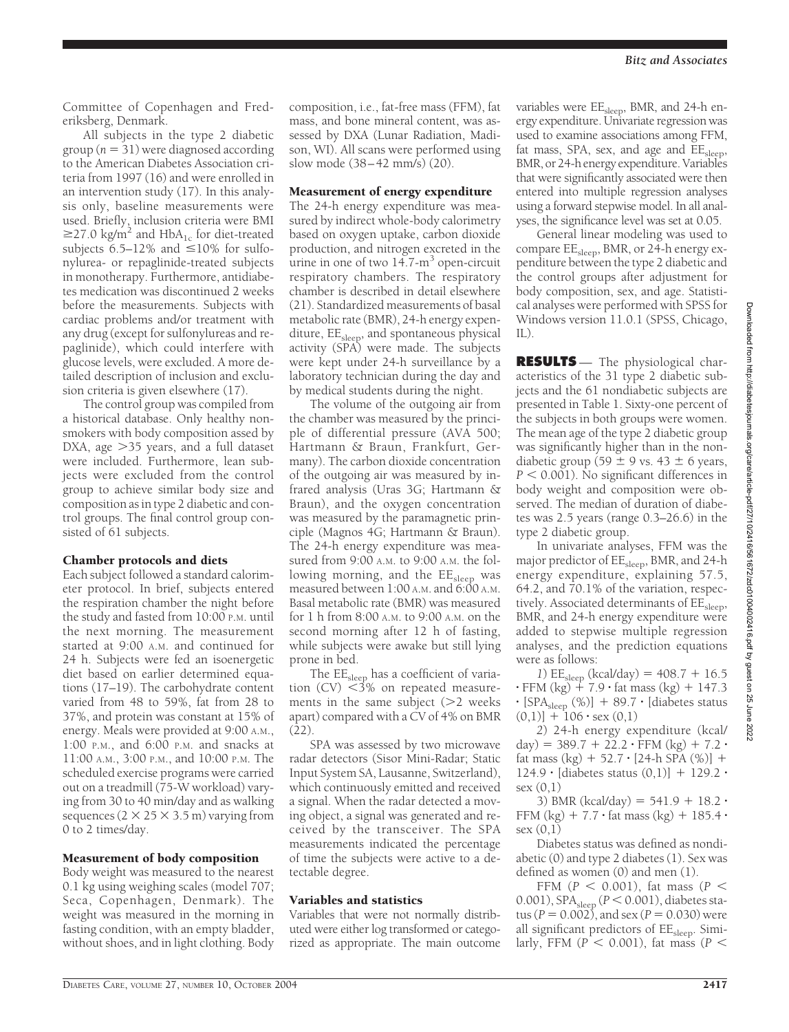Committee of Copenhagen and Frederiksberg, Denmark.

All subjects in the type 2 diabetic group ($n = 31$) were diagnosed according to the American Diabetes Association criteria from 1997 (16) and were enrolled in an intervention study (17). In this analysis only, baseline measurements were used. Briefly, inclusion criteria were BMI $\geq 27.0$ kg/m$^2$ and $HbA_{1c}$ for diet-treated subjects 6.5–12% and $\leq 10$% for sulfonylurea- or repaglinide-treated subjects in monotherapy. Furthermore, antidiabetes medication was discontinued 2 weeks before the measurements. Subjects with cardiac problems and/or treatment with any drug (except for sulfonylureas and repaglinide), which could interfere with glucose levels, were excluded. A more detailed description of inclusion and exclusion criteria is given elsewhere (17).

The control group was compiled from a historical database. Only healthy nonsmokers with body composition assed by DXA, age >35 years, and a full dataset were included. Furthermore, lean subjects were excluded from the control group to achieve similar body size and composition as in type 2 diabetic and control groups. The final control group consisted of 61 subjects.

### Chamber protocols and diets

Each subject followed a standard calorimeter protocol. In brief, subjects entered the respiration chamber the night before the study and fasted from 10:00 P.M. until the next morning. The measurement started at 9:00 A.M. and continued for 24 h. Subjects were fed an isoenergetic diet based on earlier determined equations (17–19). The carbohydrate content varied from 48 to 59%, fat from 28 to 37%, and protein was constant at 15% of energy. Meals were provided at 9:00 A.M., 1:00 P.M., and 6:00 P.M. and snacks at 11:00 A.M., 3:00 P.M., and 10:00 P.M. The scheduled exercise programs were carried out on a treadmill (75-W workload) varying from 30 to 40 min/day and as walking sequences (2 × 25 × 3.5 m) varying from 0 to 2 times/day.

### Measurement of body composition

Body weight was measured to the nearest 0.1 kg using weighing scales (model 707; Seca, Copenhagen, Denmark). The weight was measured in the morning in fasting condition, with an empty bladder, without shoes, and in light clothing. Body composition, i.e., fat-free mass (FFM), fat mass, and bone mineral content, was assessed by DXA (Lunar Radiation, Madison, WI). All scans were performed using slow mode (38–42 mm/s) (20).

### Measurement of energy expenditure

The 24-h energy expenditure was measured by indirect whole-body calorimetry based on oxygen uptake, carbon dioxide production, and nitrogen excreted in the urine in one of two 14.7-m$^3$ open-circuit respiratory chambers. The respiratory chamber is described in detail elsewhere (21). Standardized measurements of basal metabolic rate (BMR), 24-h energy expenditure, $EE_{sleep}$, and spontaneous physical activity (SPA) were made. The subjects were kept under 24-h surveillance by a laboratory technician during the day and by medical students during the night.

The volume of the outgoing air from the chamber was measured by the principle of differential pressure (AVA 500; Hartmann & Braun, Frankfurt, Germany). The carbon dioxide concentration of the outgoing air was measured by infrared analysis (Uras 3G; Hartmann & Braun), and the oxygen concentration was measured by the paramagnetic principle (Magnos 4G; Hartmann & Braun). The 24-h energy expenditure was measured from 9:00 A.M. to 9:00 A.M. the following morning, and the $EE_{sleep}$ was measured between 1:00 A.M. and 6:00 A.M. Basal metabolic rate (BMR) was measured for 1 h from 8:00 A.M. to 9:00 A.M. on the second morning after 12 h of fasting, while subjects were awake but still lying prone in bed.

The $EE_{sleep}$ has a coefficient of variation (CV) <3% on repeated measurements in the same subject (>2 weeks apart) compared with a CV of 4% on BMR (22).

SPA was assessed by two microwave radar detectors (Sisor Mini-Radar; Static Input System SA, Lausanne, Switzerland), which continuously emitted and received a signal. When the radar detected a moving object, a signal was generated and received by the transceiver. The SPA measurements indicated the percentage of time the subjects were active to a detectable degree.

### Variables and statistics

Variables that were not normally distributed were either log transformed or categorized as appropriate. The main outcome variables were $EE_{sleep}$, BMR, and 24-h energy expenditure. Univariate regression was used to examine associations among FFM, fat mass, SPA, sex, and age and $EE_{sleep}$, BMR, or 24-h energy expenditure. Variables that were significantly associated were then entered into multiple regression analyses using a forward stepwise model. In all analyses, the significance level was set at 0.05.

General linear modeling was used to compare $EE_{sleep}$, BMR, or 24-h energy expenditure between the type 2 diabetic and the control groups after adjustment for body composition, sex, and age. Statistical analyses were performed with SPSS for Windows version 11.0.1 (SPSS, Chicago, IL).

## RESULTS

— The physiological characteristics of the 31 type 2 diabetic subjects and the 61 nondiabetic subjects are presented in Table 1. Sixty-one percent of the subjects in both groups were women. The mean age of the type 2 diabetic group was significantly higher than in the nondiabetic group (59 ± 9 vs. 43 ± 6 years, $P < 0.001$). No significant differences in body weight and composition were observed. The median of duration of diabetes was 2.5 years (range 0.3–26.6) in the type 2 diabetic group.

In univariate analyses, FFM was the major predictor of $EE_{sleep}$, BMR, and 24-h energy expenditure, explaining 57.5, 64.2, and 70.1% of the variation, respectively. Associated determinants of $EE_{sleep}$, BMR, and 24-h energy expenditure were added to stepwise multiple regression analyses, and the prediction equations were as follows:

*1*) $EE_{sleep}$ (kcal/day) = 408.7 + 16.5 · FFM (kg) + 7.9 · fat mass (kg) + 147.3 · [$SPA_{sleep}$ (%)] + 89.7 · [diabetes status (0,1)] + 106 · sex (0,1)

*2*) 24-h energy expenditure (kcal/day) = 389.7 + 22.2 · FFM (kg) + 7.2 · fat mass (kg) + 52.7 · [24-h SPA (%)] + 124.9 · [diabetes status (0,1)] + 129.2 · sex (0,1)

*3*) BMR (kcal/day) = 541.9 + 18.2 · FFM (kg) + 7.7 · fat mass (kg) + 185.4 · sex (0,1)

Diabetes status was defined as nondiabetic (0) and type 2 diabetes (1). Sex was defined as women (0) and men (1).

FFM ($P < 0.001$), fat mass ($P < 0.001$), $SPA_{sleep}$ ($P < 0.001$), diabetes status ($P = 0.002$), and sex ($P = 0.030$) were all significant predictors of $EE_{sleep}$. Similarly, FFM ($P < 0.001$), fat mass ($P <$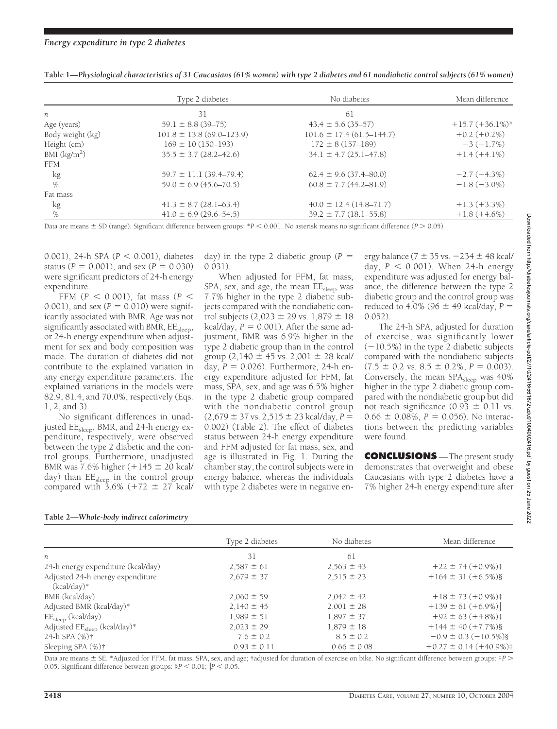**Table 1—Physiological characteristics of 31 Caucasians (61% women) with type 2 diabetes and 61 nondiabetic control subjects (61% women)**

| | Type 2 diabetes | No diabetes | Mean difference |
|---|---|---|---|
| $n$ | 31 | 61 | |
| Age (years) | 59.1 ± 8.8 (39–75) | 43.4 ± 5.6 (35–57) | +15.7 (+36.1%)* |
| Body weight (kg) | 101.8 ± 13.8 (69.0–123.9) | 101.6 ± 17.4 (61.5–144.7) | +0.2 (+0.2%) |
| Height (cm) | 169 ± 10 (150–193) | 172 ± 8 (157–189) | −3 (−1.7%) |
| BMI (kg/m$^2$) | 35.5 ± 3.7 (28.2–42.6) | 34.1 ± 4.7 (25.1–47.8) | +1.4 (+4.1%) |
| FFM | | | |
| kg | 59.7 ± 11.1 (39.4–79.4) | 62.4 ± 9.6 (37.4–80.0) | −2.7 (−4.3%) |
| % | 59.0 ± 6.9 (45.6–70.5) | 60.8 ± 7.7 (44.2–81.9) | −1.8 (−3.0%) |
| Fat mass | | | |
| kg | 41.3 ± 8.7 (28.1–63.4) | 40.0 ± 12.4 (14.8–71.7) | +1.3 (+3.3%) |
| % | 41.0 ± 6.9 (29.6–54.5) | 39.2 ± 7.7 (18.1–55.8) | +1.8 (+4.6%) |

Data are means ± SD (range). Significant difference between groups: *$P < 0.001$. No asterisk means no significant difference ($P > 0.05$).

0.001), 24-h SPA ($P < 0.001$), diabetes status ($P = 0.001$), and sex ($P = 0.030$) were significant predictors of 24-h energy expenditure.

FFM ($P < 0.001$), fat mass ($P < 0.001$), and sex ($P = 0.010$) were significantly associated with BMR. Age was not significantly associated with BMR, $EE_{sleep}$, or 24-h energy expenditure when adjustment for sex and body composition was made. The duration of diabetes did not contribute to the explained variation in any energy expenditure parameters. The explained variations in the models were 82.9, 81.4, and 70.0%, respectively (Eqs. 1, 2, and 3).

No significant differences in unadjusted $EE_{sleep}$, BMR, and 24-h energy expenditure, respectively, were observed between the type 2 diabetic and the control groups. Furthermore, unadjusted BMR was 7.6% higher (+145 ± 20 kcal/day) than $EE_{sleep}$ in the control group compared with 3.6% (+72 ± 27 kcal/day) in the type 2 diabetic group ($P = 0.031$).

When adjusted for FFM, fat mass, SPA, sex, and age, the mean $EE_{sleep}$ was 7.7% higher in the type 2 diabetic subjects compared with the nondiabetic control subjects (2,023 ± 29 vs. 1,879 ± 18 kcal/day, $P = 0.001$). After the same adjustment, BMR was 6.9% higher in the type 2 diabetic group than in the control group (2,140 ± 45 vs. 2,001 ± 28 kcal/day, $P = 0.026$). Furthermore, 24-h energy expenditure adjusted for FFM, fat mass, SPA, sex, and age was 6.5% higher in the type 2 diabetic group compared with the nondiabetic control group (2,679 ± 37 vs. 2,515 ± 23 kcal/day, $P = 0.002$) (Table 2). The effect of diabetes status between 24-h energy expenditure and FFM adjusted for fat mass, sex, and age is illustrated in Fig. 1. During the chamber stay, the control subjects were in energy balance, whereas the individuals with type 2 diabetes were in negative energy balance (7 ± 35 vs. −234 ± 48 kcal/day, $P < 0.001$). When 24-h energy expenditure was adjusted for energy balance, the difference between the type 2 diabetic group and the control group was reduced to 4.0% (96 ± 49 kcal/day, $P = 0.052$).

The 24-h SPA, adjusted for duration of exercise, was significantly lower (−10.5%) in the type 2 diabetic subjects compared with the nondiabetic subjects (7.5 ± 0.2 vs. 8.5 ± 0.2%, $P = 0.003$). Conversely, the mean $SPA_{sleep}$ was 40% higher in the type 2 diabetic group compared with the nondiabetic group but did not reach significance (0.93 ± 0.11 vs. 0.66 ± 0.08%, $P = 0.056$). No interactions between the predicting variables were found.

## CONCLUSIONS

The present study demonstrates that overweight and obese Caucasians with type 2 diabetes have a 7% higher 24-h energy expenditure after

**Table 2—Whole-body indirect calorimetry**

| | Type 2 diabetes | No diabetes | Mean difference |
|---|---|---|---|
| $n$ | 31 | 61 | |
| 24-h energy expenditure (kcal/day) | 2,587 ± 61 | 2,563 ± 43 | +22 ± 74 (+0.9%)‡ |
| Adjusted 24-h energy expenditure (kcal/day)* | 2,679 ± 37 | 2,515 ± 23 | +164 ± 31 (+6.5%)§ |
| BMR (kcal/day) | 2,060 ± 59 | 2,042 ± 42 | +18 ± 73 (+0.9%)‡ |
| Adjusted BMR (kcal/day)* | 2,140 ± 45 | 2,001 ± 28 | +139 ± 61 (+6.9%)‖ |
| $EE_{sleep}$ (kcal/day) | 1,989 ± 51 | 1,897 ± 37 | +92 ± 63 (+4.8%)‡ |
| Adjusted $EE_{sleep}$ (kcal/day)* | 2,023 ± 29 | 1,879 ± 18 | +144 ± 40 (+7.7%)§ |
| 24-h SPA (%)† | 7.6 ± 0.2 | 8.5 ± 0.2 | −0.9 ± 0.3 (−10.5%)§ |
| Sleeping SPA (%)† | 0.93 ± 0.11 | 0.66 ± 0.08 | +0.27 ± 0.14 (+40.9%)‡ |

Data are means ± SE. *Adjusted for FFM, fat mass, SPA, sex, and age; †adjusted for duration of exercise on bike. No significant difference between groups: ‡$P > 0.05$. Significant difference between groups: §$P < 0.01$; ‖$P < 0.05$.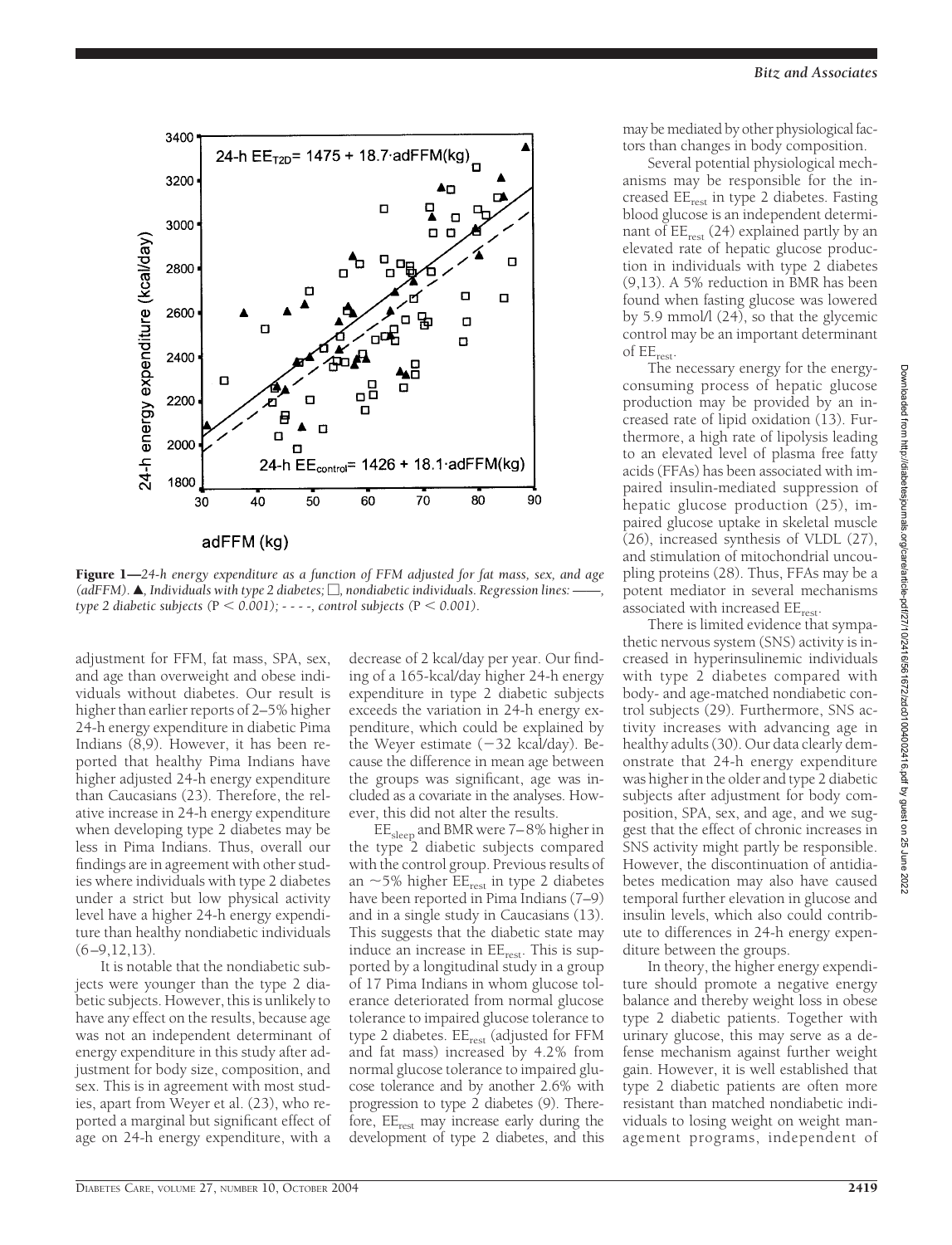**Figure 1**—*24-h energy expenditure as a function of FFM adjusted for fat mass, sex, and age (adFFM). ▲, Individuals with type 2 diabetes; □, nondiabetic individuals. Regression lines: ——, type 2 diabetic subjects (*$P < 0.001$*); - - - -, control subjects (*$P < 0.001$*).*

adjustment for FFM, fat mass, SPA, sex, and age than overweight and obese individuals without diabetes. Our result is higher than earlier reports of 2–5% higher 24-h energy expenditure in diabetic Pima Indians (8,9). However, it has been reported that healthy Pima Indians have higher adjusted 24-h energy expenditure than Caucasians (23). Therefore, the relative increase in 24-h energy expenditure when developing type 2 diabetes may be less in Pima Indians. Thus, overall our findings are in agreement with other studies where individuals with type 2 diabetes under a strict but low physical activity level have a higher 24-h energy expenditure than healthy nondiabetic individuals (6–9,12,13).

It is notable that the nondiabetic subjects were younger than the type 2 diabetic subjects. However, this is unlikely to have any effect on the results, because age was not an independent determinant of energy expenditure in this study after adjustment for body size, composition, and sex. This is in agreement with most studies, apart from Weyer et al. (23), who reported a marginal but significant effect of age on 24-h energy expenditure, with a decrease of 2 kcal/day per year. Our finding of a 165-kcal/day higher 24-h energy expenditure in type 2 diabetic subjects exceeds the variation in 24-h energy expenditure, which could be explained by the Weyer estimate (−32 kcal/day). Because the difference in mean age between the groups was significant, age was included as a covariate in the analyses. However, this did not alter the results.

$EE_{sleep}$ and BMR were 7–8% higher in the type 2 diabetic subjects compared with the control group. Previous results of an ~5% higher $EE_{rest}$ in type 2 diabetes have been reported in Pima Indians (7–9) and in a single study in Caucasians (13). This suggests that the diabetic state may induce an increase in $EE_{rest}$. This is supported by a longitudinal study in a group of 17 Pima Indians in whom glucose tolerance deteriorated from normal glucose tolerance to impaired glucose tolerance to type 2 diabetes. $EE_{rest}$ (adjusted for FFM and fat mass) increased by 4.2% from normal glucose tolerance to impaired glucose tolerance and by another 2.6% with progression to type 2 diabetes (9). Therefore, $EE_{rest}$ may increase early during the development of type 2 diabetes, and this may be mediated by other physiological factors than changes in body composition.

Several potential physiological mechanisms may be responsible for the increased $EE_{rest}$ in type 2 diabetes. Fasting blood glucose is an independent determinant of $EE_{rest}$ (24) explained partly by an elevated rate of hepatic glucose production in individuals with type 2 diabetes (9,13). A 5% reduction in BMR has been found when fasting glucose was lowered by 5.9 mmol/l (24), so that the glycemic control may be an important determinant of $EE_{rest}$.

The necessary energy for the energy-consuming process of hepatic glucose production may be provided by an increased rate of lipid oxidation (13). Furthermore, a high rate of lipolysis leading to an elevated level of plasma free fatty acids (FFAs) has been associated with impaired insulin-mediated suppression of hepatic glucose production (25), impaired glucose uptake in skeletal muscle (26), increased synthesis of VLDL (27), and stimulation of mitochondrial uncoupling proteins (28). Thus, FFAs may be a potent mediator in several mechanisms associated with increased $EE_{rest}$.

There is limited evidence that sympathetic nervous system (SNS) activity is increased in hyperinsulinemic individuals with type 2 diabetes compared with body- and age-matched nondiabetic control subjects (29). Furthermore, SNS activity increases with advancing age in healthy adults (30). Our data clearly demonstrate that 24-h energy expenditure was higher in the older and type 2 diabetic subjects after adjustment for body composition, SPA, sex, and age, and we suggest that the effect of chronic increases in SNS activity might partly be responsible. However, the discontinuation of antidiabetes medication may also have caused temporal further elevation in glucose and insulin levels, which also could contribute to differences in 24-h energy expenditure between the groups.

In theory, the higher energy expenditure should promote a negative energy balance and thereby weight loss in obese type 2 diabetic patients. Together with urinary glucose, this may serve as a defense mechanism against further weight gain. However, it is well established that type 2 diabetic patients are often more resistant than matched nondiabetic individuals to losing weight on weight management programs, independent of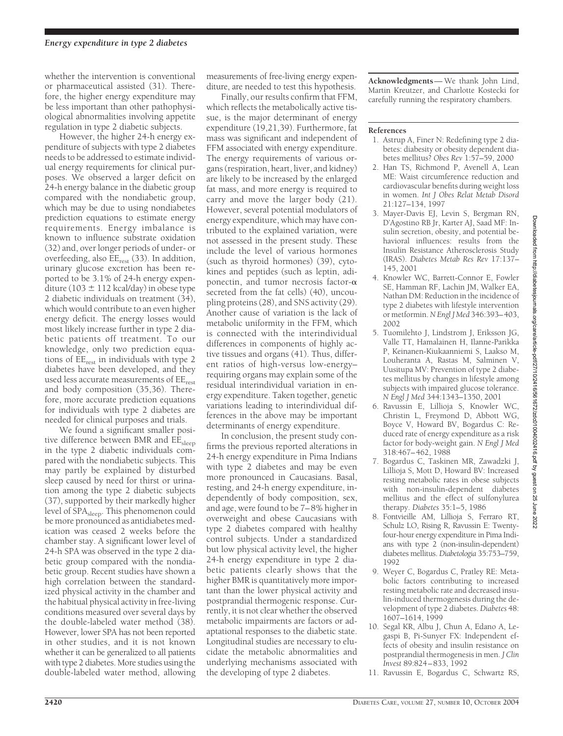whether the intervention is conventional or pharmaceutical assisted (31). Therefore, the higher energy expenditure may be less important than other pathophysiological abnormalities involving appetite regulation in type 2 diabetic subjects.

However, the higher 24-h energy expenditure of subjects with type 2 diabetes needs to be addressed to estimate individual energy requirements for clinical purposes. We observed a larger deficit on 24-h energy balance in the diabetic group compared with the nondiabetic group, which may be due to using nondiabetes prediction equations to estimate energy requirements. Energy imbalance is known to influence substrate oxidation (32) and, over longer periods of under- or overfeeding, also $EE_{rest}$ (33). In addition, urinary glucose excretion has been reported to be 3.1% of 24-h energy expenditure (103 ± 112 kcal/day) in obese type 2 diabetic individuals on treatment (34), which would contribute to an even higher energy deficit. The energy losses would most likely increase further in type 2 diabetic patients off treatment. To our knowledge, only two prediction equations of $EE_{rest}$ in individuals with type 2 diabetes have been developed, and they used less accurate measurements of $EE_{rest}$ and body composition (35,36). Therefore, more accurate prediction equations for individuals with type 2 diabetes are needed for clinical purposes and trials.

We found a significant smaller positive difference between BMR and $EE_{sleep}$ in the type 2 diabetic individuals compared with the nondiabetic subjects. This may partly be explained by disturbed sleep caused by need for thirst or urination among the type 2 diabetic subjects (37), supported by their markedly higher level of $SPA_{sleep}$. This phenomenon could be more pronounced as antidiabetes medication was ceased 2 weeks before the chamber stay. A significant lower level of 24-h SPA was observed in the type 2 diabetic group compared with the nondiabetic group. Recent studies have shown a high correlation between the standardized physical activity in the chamber and the habitual physical activity in free-living conditions measured over several days by the double-labeled water method (38). However, lower SPA has not been reported in other studies, and it is not known whether it can be generalized to all patients with type 2 diabetes. More studies using the double-labeled water method, allowing measurements of free-living energy expenditure, are needed to test this hypothesis.

Finally, our results confirm that FFM, which reflects the metabolically active tissue, is the major determinant of energy expenditure (19,21,39). Furthermore, fat mass was significant and independent of FFM associated with energy expenditure. The energy requirements of various organs (respiration, heart, liver, and kidney) are likely to be increased by the enlarged fat mass, and more energy is required to carry and move the larger body (21). However, several potential modulators of energy expenditure, which may have contributed to the explained variation, were not assessed in the present study. These include the level of various hormones (such as thyroid hormones) (39), cytokines and peptides (such as leptin, adiponectin, and tumor necrosis factor-$\alpha$ secreted from the fat cells) (40), uncoupling proteins (28), and SNS activity (29). Another cause of variation is the lack of metabolic uniformity in the FFM, which is connected with the interindividual differences in components of highly active tissues and organs (41). Thus, different ratios of high-versus low-energy–requiring organs may explain some of the residual interindividual variation in energy expenditure. Taken together, genetic variations leading to interindividual differences in the above may be important determinants of energy expenditure.

In conclusion, the present study confirms the previous reported alterations in 24-h energy expenditure in Pima Indians with type 2 diabetes and may be even more pronounced in Caucasians. Basal, resting, and 24-h energy expenditure, independently of body composition, sex, and age, were found to be 7–8% higher in overweight and obese Caucasians with type 2 diabetes compared with healthy control subjects. Under a standardized but low physical activity level, the higher 24-h energy expenditure in type 2 diabetic patients clearly shows that the higher BMR is quantitatively more important than the lower physical activity and postprandial thermogenic response. Currently, it is not clear whether the observed metabolic impairments are factors or adaptational responses to the diabetic state. Longitudinal studies are necessary to elucidate the metabolic abnormalities and underlying mechanisms associated with the developing of type 2 diabetes.

**Acknowledgments**— We thank John Lind, Martin Kreutzer, and Charlotte Kostecki for carefully running the respiratory chambers.

## References

1. Astrup A, Finer N: Redefining type 2 diabetes: diabesity or obesity dependent diabetes mellitus? *Obes Rev* 1:57–59, 2000
2. Han TS, Richmond P, Avenell A, Lean ME: Waist circumference reduction and cardiovascular benefits during weight loss in women. *Int J Obes Relat Metab Disord* 21:127–134, 1997
3. Mayer-Davis EJ, Levin S, Bergman RN, D'Agostino RB Jr, Karter AJ, Saad MF: Insulin secretion, obesity, and potential behavioral influences: results from the Insulin Resistance Atherosclerosis Study (IRAS). *Diabetes Metab Res Rev* 17:137–145, 2001
4. Knowler WC, Barrett-Connor E, Fowler SE, Hamman RF, Lachin JM, Walker EA, Nathan DM: Reduction in the incidence of type 2 diabetes with lifestyle intervention or metformin. *N Engl J Med* 346:393–403, 2002
5. Tuomilehto J, Lindstrom J, Eriksson JG, Valle TT, Hamalainen H, Ilanne-Parikka P, Keinanen-Kiukaanniemi S, Laakso M, Louheranta A, Rastas M, Salminen V, Uusitupa MV: Prevention of type 2 diabetes mellitus by changes in lifestyle among subjects with impaired glucose tolerance. *N Engl J Med* 344:1343–1350, 2001
6. Ravussin E, Lillioja S, Knowler WC, Christin L, Freymond D, Abbott WG, Boyce V, Howard BV, Bogardus C: Reduced rate of energy expenditure as a risk factor for body-weight gain. *N Engl J Med* 318:467–462, 1988
7. Bogardus C, Taskinen MR, Zawadzki J, Lillioja S, Mott D, Howard BV: Increased resting metabolic rates in obese subjects with non-insulin-dependent diabetes mellitus and the effect of sulfonylurea therapy. *Diabetes* 35:1–5, 1986
8. Fontvieille AM, Lillioja S, Ferraro RT, Schulz LO, Rising R, Ravussin E: Twenty-four-hour energy expenditure in Pima Indians with type 2 (non-insulin-dependent) diabetes mellitus. *Diabetologia* 35:753–759, 1992
9. Weyer C, Bogardus C, Pratley RE: Metabolic factors contributing to increased resting metabolic rate and decreased insulin-induced thermogenesis during the development of type 2 diabetes. *Diabetes* 48: 1607–1614, 1999
10. Segal KR, Albu J, Chun A, Edano A, Legaspi B, Pi-Sunyer FX: Independent effects of obesity and insulin resistance on postprandial thermogenesis in men. *J Clin Invest* 89:824–833, 1992
11. Ravussin E, Bogardus C, Schwartz RS,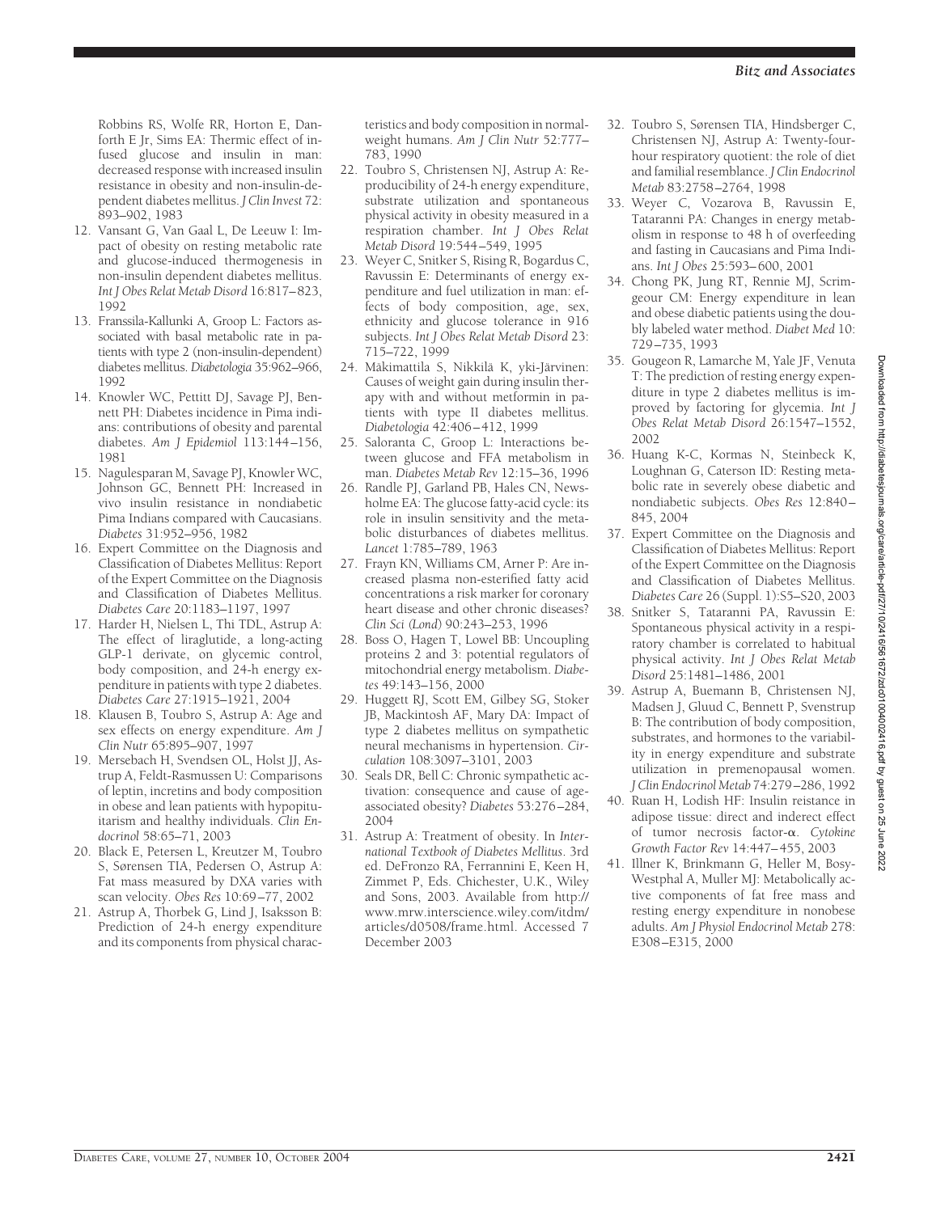Robbins RS, Wolfe RR, Horton E, Danforth E Jr, Sims EA: Thermic effect of infused glucose and insulin in man: decreased response with increased insulin resistance in obesity and non-insulin-dependent diabetes mellitus. *J Clin Invest* 72: 893–902, 1983

12. Vansant G, Van Gaal L, De Leeuw I: Impact of obesity on resting metabolic rate and glucose-induced thermogenesis in non-insulin dependent diabetes mellitus. *Int J Obes Relat Metab Disord* 16:817–823, 1992
13. Franssila-Kallunki A, Groop L: Factors associated with basal metabolic rate in patients with type 2 (non-insulin-dependent) diabetes mellitus. *Diabetologia* 35:962–966, 1992
14. Knowler WC, Pettitt DJ, Savage PJ, Bennett PH: Diabetes incidence in Pima indians: contributions of obesity and parental diabetes. *Am J Epidemiol* 113:144–156, 1981
15. Nagulesparan M, Savage PJ, Knowler WC, Johnson GC, Bennett PH: Increased in vivo insulin resistance in nondiabetic Pima Indians compared with Caucasians. *Diabetes* 31:952–956, 1982
16. Expert Committee on the Diagnosis and Classification of Diabetes Mellitus: Report of the Expert Committee on the Diagnosis and Classification of Diabetes Mellitus. *Diabetes Care* 20:1183–1197, 1997
17. Harder H, Nielsen L, Thi TDL, Astrup A: The effect of liraglutide, a long-acting GLP-1 derivate, on glycemic control, body composition, and 24-h energy expenditure in patients with type 2 diabetes. *Diabetes Care* 27:1915–1921, 2004
18. Klausen B, Toubro S, Astrup A: Age and sex effects on energy expenditure. *Am J Clin Nutr* 65:895–907, 1997
19. Mersebach H, Svendsen OL, Holst JJ, Astrup A, Feldt-Rasmussen U: Comparisons of leptin, incretins and body composition in obese and lean patients with hypopituitarism and healthy individuals. *Clin Endocrinol* 58:65–71, 2003
20. Black E, Petersen L, Kreutzer M, Toubro S, Sørensen TIA, Pedersen O, Astrup A: Fat mass measured by DXA varies with scan velocity. *Obes Res* 10:69–77, 2002
21. Astrup A, Thorbek G, Lind J, Isaksson B: Prediction of 24-h energy expenditure and its components from physical characteristics and body composition in normal-weight humans. *Am J Clin Nutr* 52:777–783, 1990
22. Toubro S, Christensen NJ, Astrup A: Reproducibility of 24-h energy expenditure, substrate utilization and spontaneous physical activity in obesity measured in a respiration chamber. *Int J Obes Relat Metab Disord* 19:544–549, 1995
23. Weyer C, Snitker S, Rising R, Bogardus C, Ravussin E: Determinants of energy expenditure and fuel utilization in man: effects of body composition, age, sex, ethnicity and glucose tolerance in 916 subjects. *Int J Obes Relat Metab Disord* 23: 715–722, 1999
24. Mäkimattila S, Nikkilä K, yki-Järvinen: Causes of weight gain during insulin therapy with and without metformin in patients with type II diabetes mellitus. *Diabetologia* 42:406–412, 1999
25. Saloranta C, Groop L: Interactions between glucose and FFA metabolism in man. *Diabetes Metab Rev* 12:15–36, 1996
26. Randle PJ, Garland PB, Hales CN, Newsholme EA: The glucose fatty-acid cycle: its role in insulin sensitivity and the metabolic disturbances of diabetes mellitus. *Lancet* 1:785–789, 1963
27. Frayn KN, Williams CM, Arner P: Are increased plasma non-esterified fatty acid concentrations a risk marker for coronary heart disease and other chronic diseases? *Clin Sci (Lond)* 90:243–253, 1996
28. Boss O, Hagen T, Lowel BB: Uncoupling proteins 2 and 3: potential regulators of mitochondrial energy metabolism. *Diabetes* 49:143–156, 2000
29. Huggett RJ, Scott EM, Gilbey SG, Stoker JB, Mackintosh AF, Mary DA: Impact of type 2 diabetes mellitus on sympathetic neural mechanisms in hypertension. *Circulation* 108:3097–3101, 2003
30. Seals DR, Bell C: Chronic sympathetic activation: consequence and cause of age-associated obesity? *Diabetes* 53:276–284, 2004
31. Astrup A: Treatment of obesity. In *International Textbook of Diabetes Mellitus*. 3rd ed. DeFronzo RA, Ferrannini E, Keen H, Zimmet P, Eds. Chichester, U.K., Wiley and Sons, 2003. Available from http://www.mrw.interscience.wiley.com/itdm/articles/d0508/frame.html. Accessed 7 December 2003
32. Toubro S, Sørensen TIA, Hindsberger C, Christensen NJ, Astrup A: Twenty-four-hour respiratory quotient: the role of diet and familial resemblance. *J Clin Endocrinol Metab* 83:2758–2764, 1998
33. Weyer C, Vozarova B, Ravussin E, Tataranni PA: Changes in energy metabolism in response to 48 h of overfeeding and fasting in Caucasians and Pima Indians. *Int J Obes* 25:593–600, 2001
34. Chong PK, Jung RT, Rennie MJ, Scrimgeour CM: Energy expenditure in lean and obese diabetic patients using the doubly labeled water method. *Diabet Med* 10: 729–735, 1993
35. Gougeon R, Lamarche M, Yale JF, Venuta T: The prediction of resting energy expenditure in type 2 diabetes mellitus is improved by factoring for glycemia. *Int J Obes Relat Metab Disord* 26:1547–1552, 2002
36. Huang K-C, Kormas N, Steinbeck K, Loughnan G, Caterson ID: Resting metabolic rate in severely obese diabetic and nondiabetic subjects. *Obes Res* 12:840–845, 2004
37. Expert Committee on the Diagnosis and Classification of Diabetes Mellitus: Report of the Expert Committee on the Diagnosis and Classification of Diabetes Mellitus. *Diabetes Care* 26 (Suppl. 1):S5–S20, 2003
38. Snitker S, Tataranni PA, Ravussin E: Spontaneous physical activity in a respiratory chamber is correlated to habitual physical activity. *Int J Obes Relat Metab Disord* 25:1481–1486, 2001
39. Astrup A, Buemann B, Christensen NJ, Madsen J, Gluud C, Bennett P, Svenstrup B: The contribution of body composition, substrates, and hormones to the variability in energy expenditure and substrate utilization in premenopausal women. *J Clin Endocrinol Metab* 74:279–286, 1992
40. Ruan H, Lodish HF: Insulin reistance in adipose tissue: direct and inderect effect of tumor necrosis factor-α. *Cytokine Growth Factor Rev* 14:447–455, 2003
41. Illner K, Brinkmann G, Heller M, Bosy-Westphal A, Muller MJ: Metabolically active components of fat free mass and resting energy expenditure in nonobese adults. *Am J Physiol Endocrinol Metab* 278: E308–E315, 2000